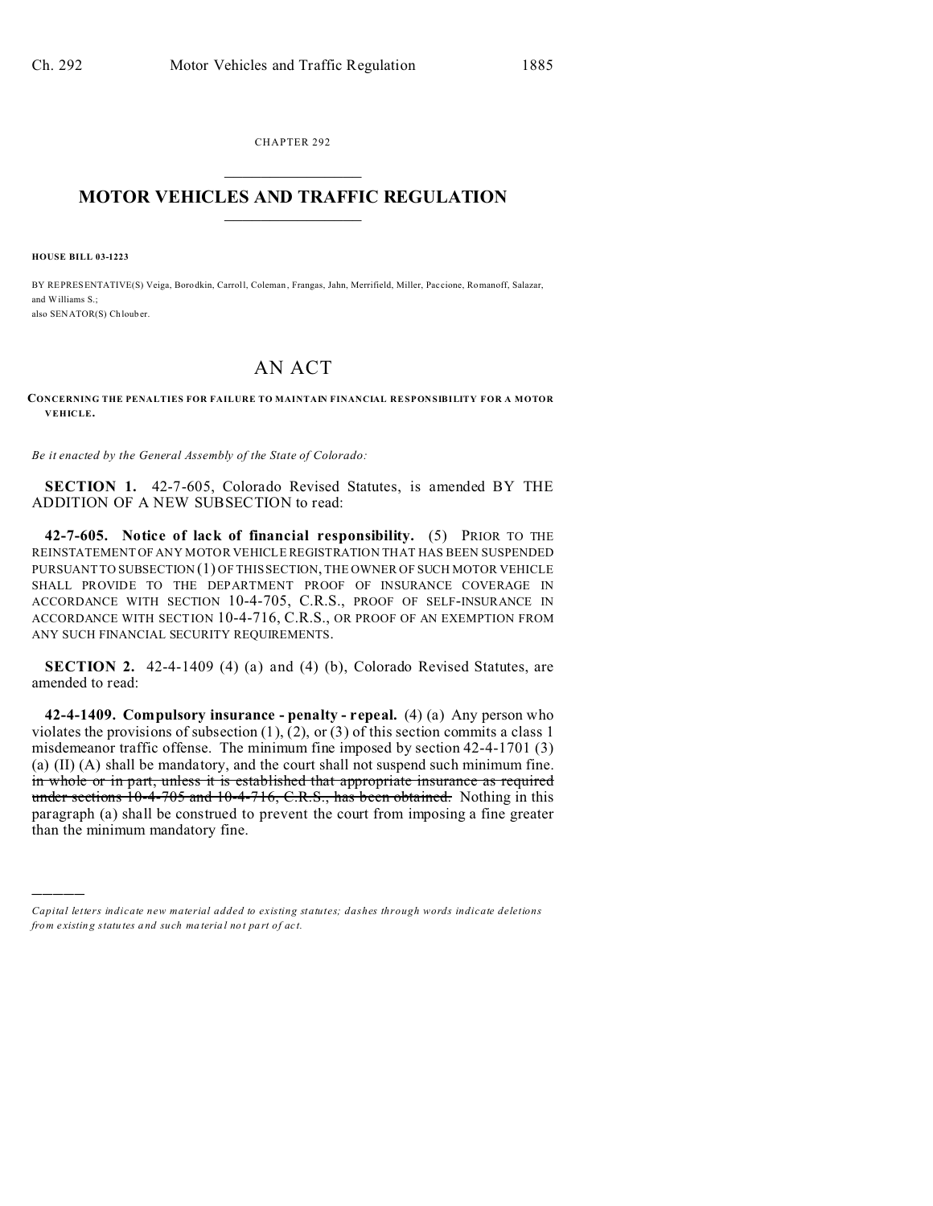CHAPTER 292

# MOTOR VEHICLES AND TRAFFIC REGULATION

**HOUSE BILL 03-1223**

BY REPRESENTATIVE(S) Veiga, Borodkin, Carroll, Coleman, Frangas, Jahn, Merrifield, Miller, Paccione, Romanoff, Salazar, and Williams S.;
also SENATOR(S) Chlouber.

# AN ACT

**CONCERNING THE PENALTIES FOR FAILURE TO MAINTAIN FINANCIAL RESPONSIBILITY FOR A MOTOR VEHICLE.**

*Be it enacted by the General Assembly of the State of Colorado:*

**SECTION 1.** 42-7-605, Colorado Revised Statutes, is amended BY THE ADDITION OF A NEW SUBSECTION to read:

**42-7-605. Notice of lack of financial responsibility.** (5) PRIOR TO THE REINSTATEMENT OF ANY MOTOR VEHICLE REGISTRATION THAT HAS BEEN SUSPENDED PURSUANT TO SUBSECTION (1) OF THIS SECTION, THE OWNER OF SUCH MOTOR VEHICLE SHALL PROVIDE TO THE DEPARTMENT PROOF OF INSURANCE COVERAGE IN ACCORDANCE WITH SECTION 10-4-705, C.R.S., PROOF OF SELF-INSURANCE IN ACCORDANCE WITH SECTION 10-4-716, C.R.S., OR PROOF OF AN EXEMPTION FROM ANY SUCH FINANCIAL SECURITY REQUIREMENTS.

**SECTION 2.** 42-4-1409 (4) (a) and (4) (b), Colorado Revised Statutes, are amended to read:

**42-4-1409. Compulsory insurance - penalty - repeal.** (4) (a) Any person who violates the provisions of subsection (1), (2), or (3) of this section commits a class 1 misdemeanor traffic offense. The minimum fine imposed by section 42-4-1701 (3) (a) (II) (A) shall be mandatory, and the court shall not suspend such minimum fine. ~~in whole or in part, unless it is established that appropriate insurance as required under sections 10-4-705 and 10-4-716, C.R.S., has been obtained.~~ Nothing in this paragraph (a) shall be construed to prevent the court from imposing a fine greater than the minimum mandatory fine.

---

*Capital letters indicate new material added to existing statutes; dashes through words indicate deletions from existing statutes and such material not part of act.*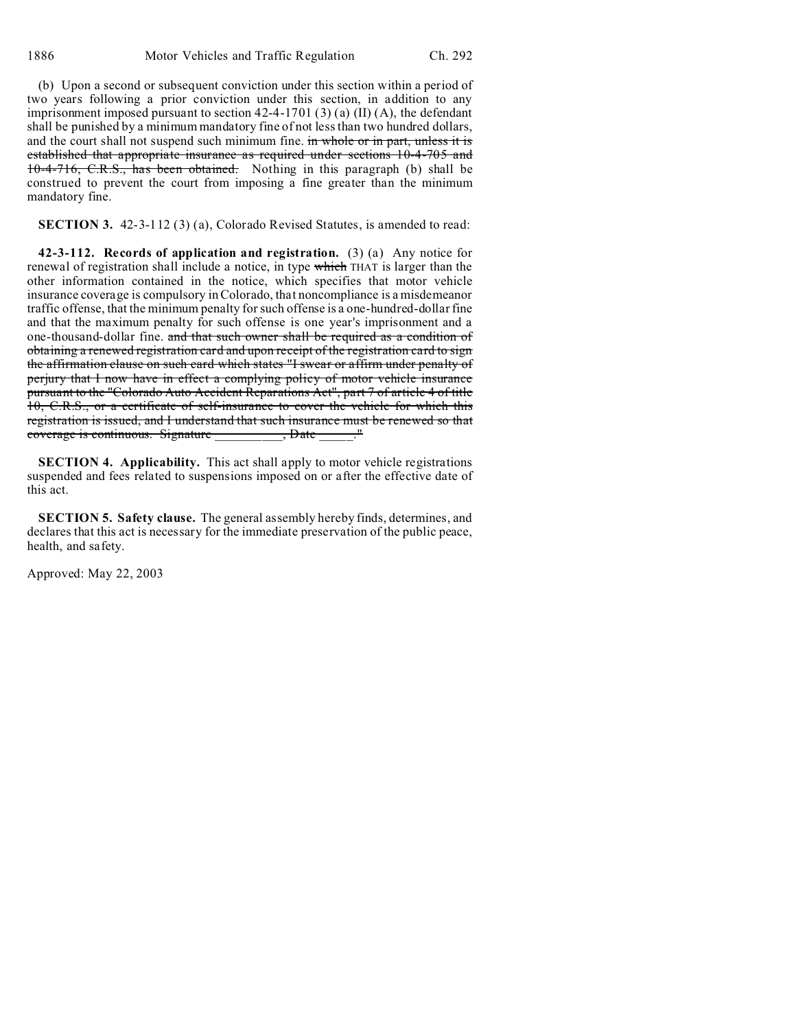(b) Upon a second or subsequent conviction under this section within a period of two years following a prior conviction under this section, in addition to any imprisonment imposed pursuant to section 42-4-1701 (3) (a) (II) (A), the defendant shall be punished by a minimum mandatory fine of not less than two hundred dollars, and the court shall not suspend such minimum fine. ~~in whole or in part, unless it is established that appropriate insurance as required under sections 10-4-705 and 10-4-716, C.R.S., has been obtained.~~ Nothing in this paragraph (b) shall be construed to prevent the court from imposing a fine greater than the minimum mandatory fine.

**SECTION 3.** 42-3-112 (3) (a), Colorado Revised Statutes, is amended to read:

**42-3-112. Records of application and registration.** (3) (a) Any notice for renewal of registration shall include a notice, in type ~~which~~ THAT is larger than the other information contained in the notice, which specifies that motor vehicle insurance coverage is compulsory in Colorado, that noncompliance is a misdemeanor traffic offense, that the minimum penalty for such offense is a one-hundred-dollar fine and that the maximum penalty for such offense is one year's imprisonment and a one-thousand-dollar fine. ~~and that such owner shall be required as a condition of obtaining a renewed registration card and upon receipt of the registration card to sign the affirmation clause on such card which states "I swear or affirm under penalty of perjury that I now have in effect a complying policy of motor vehicle insurance pursuant to the "Colorado Auto Accident Reparations Act", part 7 of article 4 of title 10, C.R.S., or a certificate of self-insurance to cover the vehicle for which this registration is issued, and I understand that such insurance must be renewed so that coverage is continuous. Signature __________, Date _____."~~

**SECTION 4. Applicability.** This act shall apply to motor vehicle registrations suspended and fees related to suspensions imposed on or after the effective date of this act.

**SECTION 5. Safety clause.** The general assembly hereby finds, determines, and declares that this act is necessary for the immediate preservation of the public peace, health, and safety.

Approved: May 22, 2003